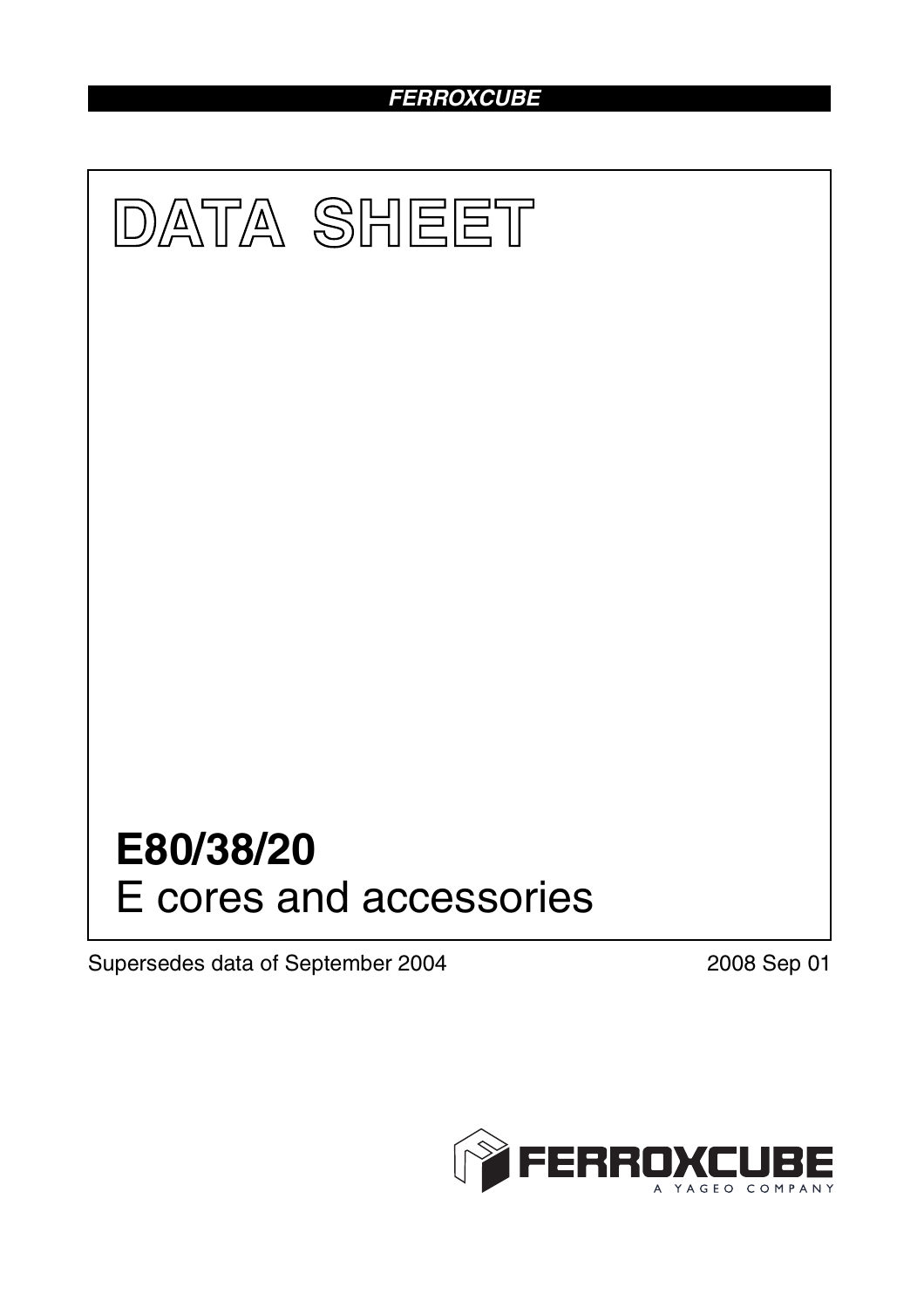FERROXCUBE

# DATA SHEET

# E80/38/20

## E cores and accessories

Supersedes data of September 2004

2008 Sep 01

FERROXCUBE

A YAGEO COMPANY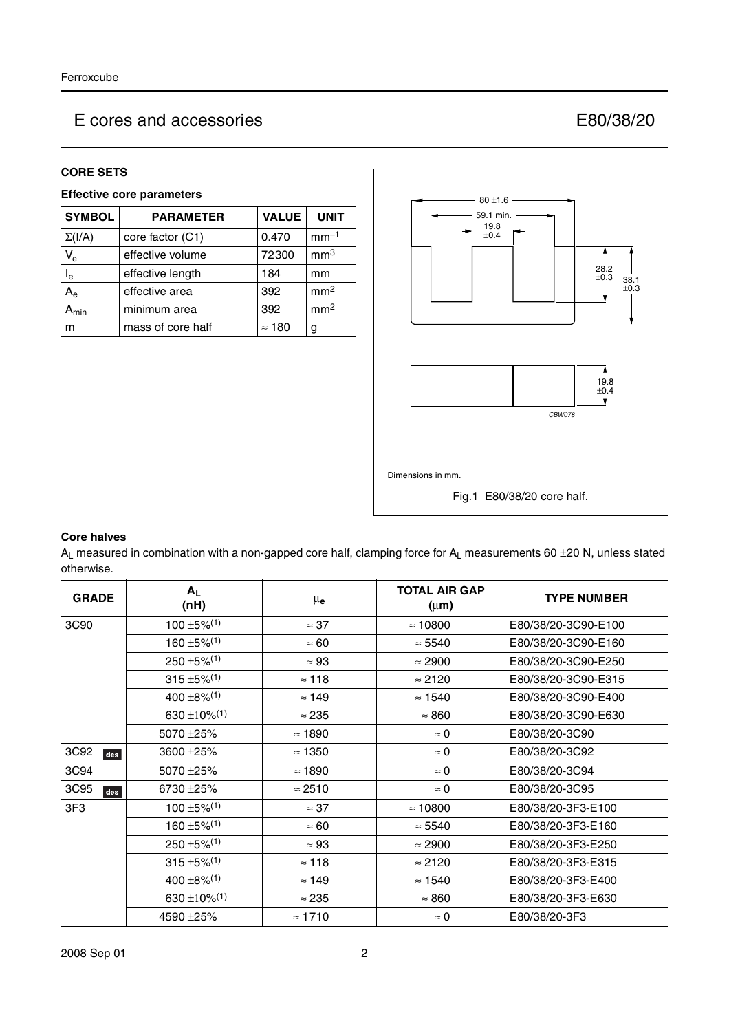# E cores and accessories — E80/38/20

## CORE SETS

### Effective core parameters

| SYMBOL | PARAMETER | VALUE | UNIT |
|---|---|---|---|
| $\Sigma(I/A)$ | core factor (C1) | 0.470 | $mm^{-1}$ |
| $V_e$ | effective volume | 72300 | $mm^3$ |
| $l_e$ | effective length | 184 | mm |
| $A_e$ | effective area | 392 | $mm^2$ |
| $A_{min}$ | minimum area | 392 | $mm^2$ |
| m | mass of core half | ≈ 180 | g |

Dimensions in mm.

Fig.1 E80/38/20 core half.

### Core halves

$A_L$ measured in combination with a non-gapped core half, clamping force for $A_L$ measurements 60 ±20 N, unless stated otherwise.

| GRADE | $A_L$ (nH) | $\mu_e$ | TOTAL AIR GAP (μm) | TYPE NUMBER |
|---|---|---|---|---|
| 3C90 | 100 ±5%[1] | ≈ 37 | ≈ 10800 | E80/38/20-3C90-E100 |
| | 160 ±5%[1] | ≈ 60 | ≈ 5540 | E80/38/20-3C90-E160 |
| | 250 ±5%[1] | ≈ 93 | ≈ 2900 | E80/38/20-3C90-E250 |
| | 315 ±5%[1] | ≈ 118 | ≈ 2120 | E80/38/20-3C90-E315 |
| | 400 ±8%[1] | ≈ 149 | ≈ 1540 | E80/38/20-3C90-E400 |
| | 630 ±10%[1] | ≈ 235 | ≈ 860 | E80/38/20-3C90-E630 |
| | 5070 ±25% | ≈ 1890 | ≈ 0 | E80/38/20-3C90 |
| 3C92 des | 3600 ±25% | ≈ 1350 | ≈ 0 | E80/38/20-3C92 |
| 3C94 | 5070 ±25% | ≈ 1890 | ≈ 0 | E80/38/20-3C94 |
| 3C95 des | 6730 ±25% | ≈ 2510 | ≈ 0 | E80/38/20-3C95 |
| 3F3 | 100 ±5%[1] | ≈ 37 | ≈ 10800 | E80/38/20-3F3-E100 |
| | 160 ±5%[1] | ≈ 60 | ≈ 5540 | E80/38/20-3F3-E160 |
| | 250 ±5%[1] | ≈ 93 | ≈ 2900 | E80/38/20-3F3-E250 |
| | 315 ±5%[1] | ≈ 118 | ≈ 2120 | E80/38/20-3F3-E315 |
| | 400 ±8%[1] | ≈ 149 | ≈ 1540 | E80/38/20-3F3-E400 |
| | 630 ±10%[1] | ≈ 235 | ≈ 860 | E80/38/20-3F3-E630 |
| | 4590 ±25% | ≈ 1710 | ≈ 0 | E80/38/20-3F3 |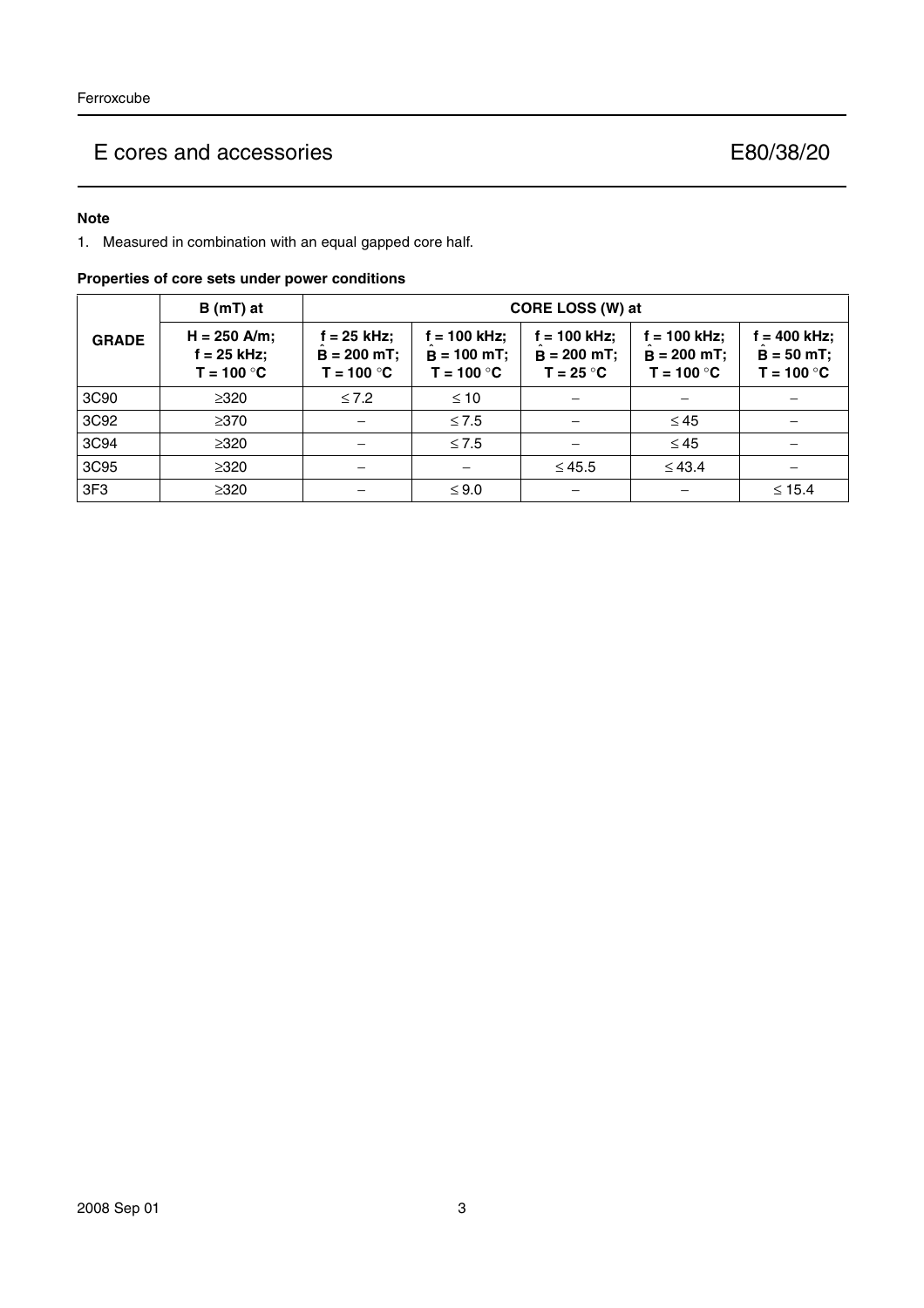**Note**

1. Measured in combination with an equal gapped core half.

**Properties of core sets under power conditions**

| GRADE | B (mT) at | CORE LOSS (W) at | | | | |
|---|---|---|---|---|---|---|
| | H = 250 A/m; f = 25 kHz; T = 100 °C | f = 25 kHz; $\hat{B}$ = 200 mT; T = 100 °C | f = 100 kHz; $\hat{B}$ = 100 mT; T = 100 °C | f = 100 kHz; $\hat{B}$ = 200 mT; T = 25 °C | f = 100 kHz; $\hat{B}$ = 200 mT; T = 100 °C | f = 400 kHz; $\hat{B}$ = 50 mT; T = 100 °C |
| 3C90 | ≥320 | ≤ 7.2 | ≤ 10 | – | – | – |
| 3C92 | ≥370 | – | ≤ 7.5 | – | ≤ 45 | – |
| 3C94 | ≥320 | – | ≤ 7.5 | – | ≤ 45 | – |
| 3C95 | ≥320 | – | – | ≤ 45.5 | ≤ 43.4 | – |
| 3F3 | ≥320 | – | ≤ 9.0 | – | – | ≤ 15.4 |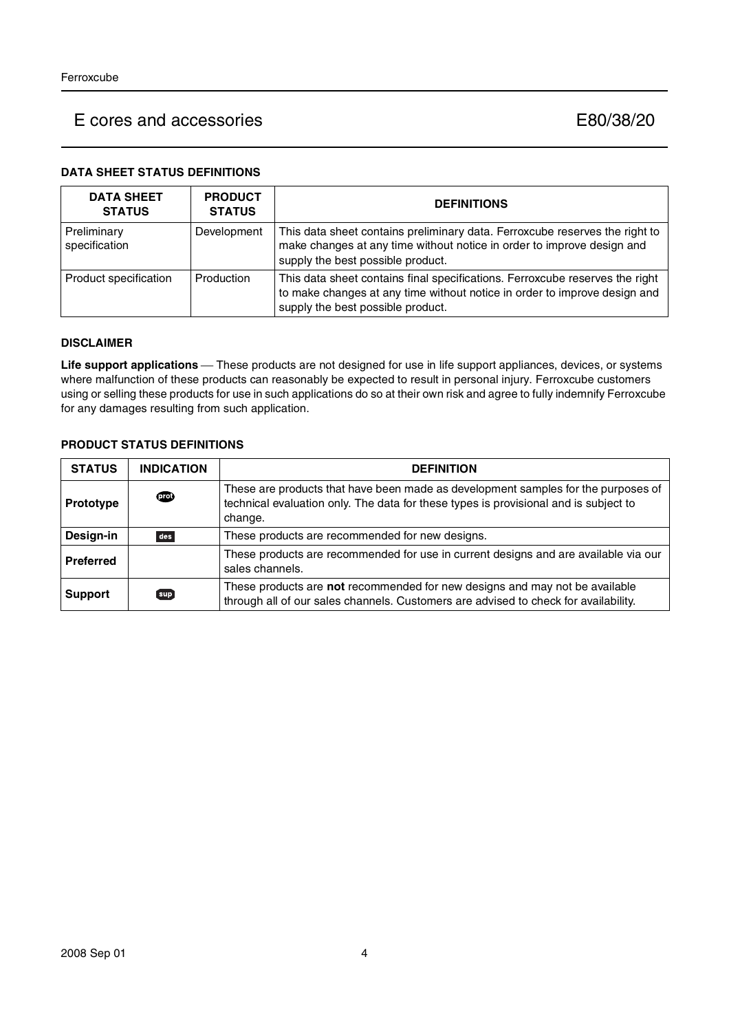## DATA SHEET STATUS DEFINITIONS

| DATA SHEET STATUS | PRODUCT STATUS | DEFINITIONS |
|---|---|---|
| Preliminary specification | Development | This data sheet contains preliminary data. Ferroxcube reserves the right to make changes at any time without notice in order to improve design and supply the best possible product. |
| Product specification | Production | This data sheet contains final specifications. Ferroxcube reserves the right to make changes at any time without notice in order to improve design and supply the best possible product. |

## DISCLAIMER

**Life support applications** — These products are not designed for use in life support appliances, devices, or systems where malfunction of these products can reasonably be expected to result in personal injury. Ferroxcube customers using or selling these products for use in such applications do so at their own risk and agree to fully indemnify Ferroxcube for any damages resulting from such application.

## PRODUCT STATUS DEFINITIONS

| STATUS | INDICATION | DEFINITION |
|---|---|---|
| **Prototype** | prot | These are products that have been made as development samples for the purposes of technical evaluation only. The data for these types is provisional and is subject to change. |
| **Design-in** | des | These products are recommended for new designs. |
| **Preferred** | | These products are recommended for use in current designs and are available via our sales channels. |
| **Support** | sup | These products are **not** recommended for new designs and may not be available through all of our sales channels. Customers are advised to check for availability. |